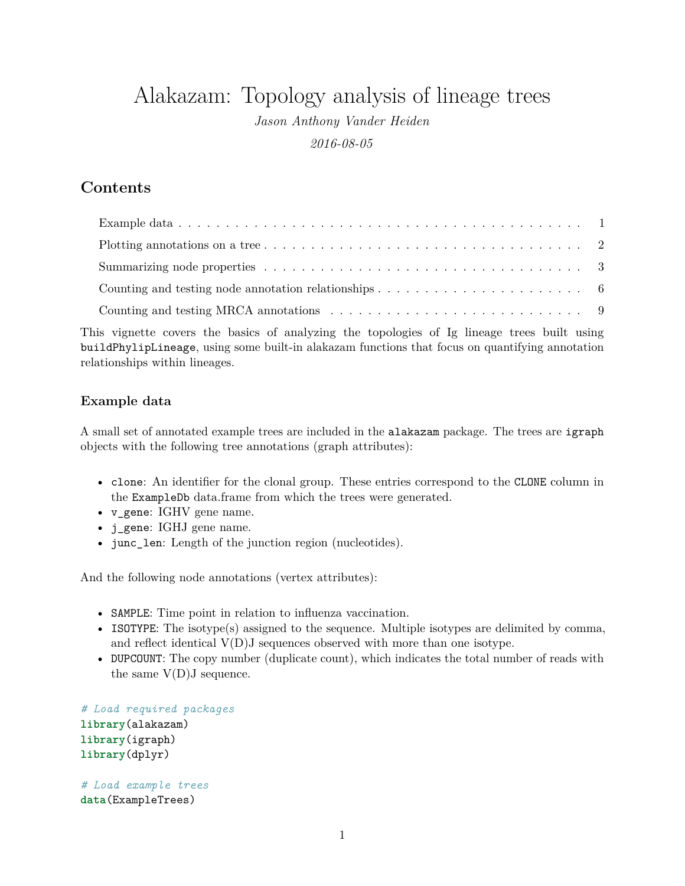# Alakazam: Topology analysis of lineage trees

*Jason Anthony Vander Heiden*

*2016-08-05*

## Contents

- Example data . . . . . . . . . . . . . . . . . . . . . . . . . . . . . . . . . . . . . . . . . . . 1
- Plotting annotations on a tree . . . . . . . . . . . . . . . . . . . . . . . . . . . . . . . . . . 2
- Summarizing node properties . . . . . . . . . . . . . . . . . . . . . . . . . . . . . . . . . . 3
- Counting and testing node annotation relationships . . . . . . . . . . . . . . . . . . . . . . 6
- Counting and testing MRCA annotations . . . . . . . . . . . . . . . . . . . . . . . . . . . 9

This vignette covers the basics of analyzing the topologies of Ig lineage trees built using `buildPhylipLineage`, using some built-in alakazam functions that focus on quantifying annotation relationships within lineages.

### Example data

A small set of annotated example trees are included in the `alakazam` package. The trees are `igraph` objects with the following tree annotations (graph attributes):

- `clone`: An identifier for the clonal group. These entries correspond to the `CLONE` column in the `ExampleDb` data.frame from which the trees were generated.
- `v_gene`: IGHV gene name.
- `j_gene`: IGHJ gene name.
- `junc_len`: Length of the junction region (nucleotides).

And the following node annotations (vertex attributes):

- `SAMPLE`: Time point in relation to influenza vaccination.
- `ISOTYPE`: The isotype(s) assigned to the sequence. Multiple isotypes are delimited by comma, and reflect identical V(D)J sequences observed with more than one isotype.
- `DUPCOUNT`: The copy number (duplicate count), which indicates the total number of reads with the same V(D)J sequence.

```
# Load required packages
library(alakazam)
library(igraph)
library(dplyr)

# Load example trees
data(ExampleTrees)
```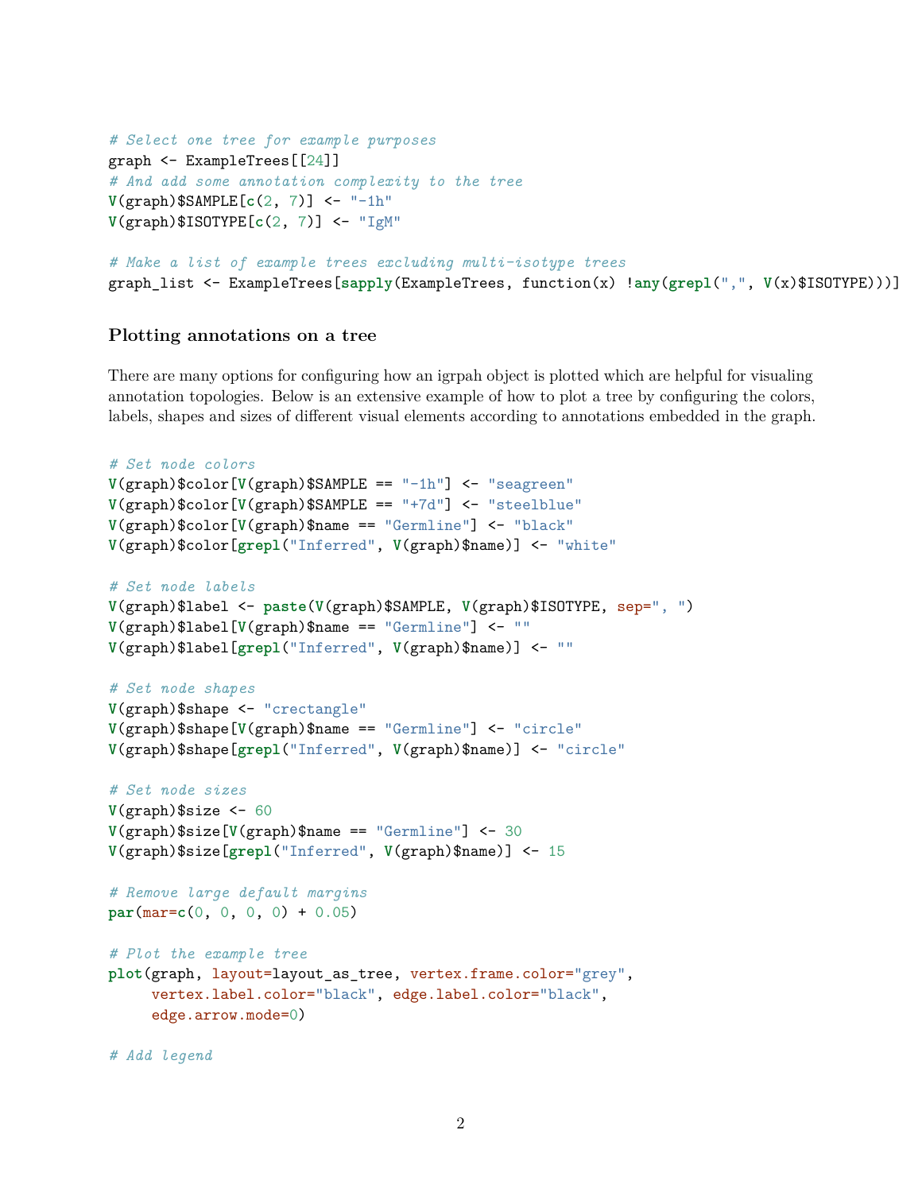```r
# Select one tree for example purposes
graph <- ExampleTrees[[24]]
# And add some annotation complexity to the tree
V(graph)$SAMPLE[c(2, 7)] <- "-1h"
V(graph)$ISOTYPE[c(2, 7)] <- "IgM"

# Make a list of example trees excluding multi-isotype trees
graph_list <- ExampleTrees[sapply(ExampleTrees, function(x) !any(grepl(",", V(x)$ISOTYPE)))]
```

### Plotting annotations on a tree

There are many options for configuring how an igrpah object is plotted which are helpful for visualing annotation topologies. Below is an extensive example of how to plot a tree by configuring the colors, labels, shapes and sizes of different visual elements according to annotations embedded in the graph.

```r
# Set node colors
V(graph)$color[V(graph)$SAMPLE == "-1h"] <- "seagreen"
V(graph)$color[V(graph)$SAMPLE == "+7d"] <- "steelblue"
V(graph)$color[V(graph)$name == "Germline"] <- "black"
V(graph)$color[grepl("Inferred", V(graph)$name)] <- "white"

# Set node labels
V(graph)$label <- paste(V(graph)$SAMPLE, V(graph)$ISOTYPE, sep=", ")
V(graph)$label[V(graph)$name == "Germline"] <- ""
V(graph)$label[grepl("Inferred", V(graph)$name)] <- ""

# Set node shapes
V(graph)$shape <- "crectangle"
V(graph)$shape[V(graph)$name == "Germline"] <- "circle"
V(graph)$shape[grepl("Inferred", V(graph)$name)] <- "circle"

# Set node sizes
V(graph)$size <- 60
V(graph)$size[V(graph)$name == "Germline"] <- 30
V(graph)$size[grepl("Inferred", V(graph)$name)] <- 15

# Remove large default margins
par(mar=c(0, 0, 0, 0) + 0.05)

# Plot the example tree
plot(graph, layout=layout_as_tree, vertex.frame.color="grey",
     vertex.label.color="black", edge.label.color="black",
     edge.arrow.mode=0)

# Add legend
```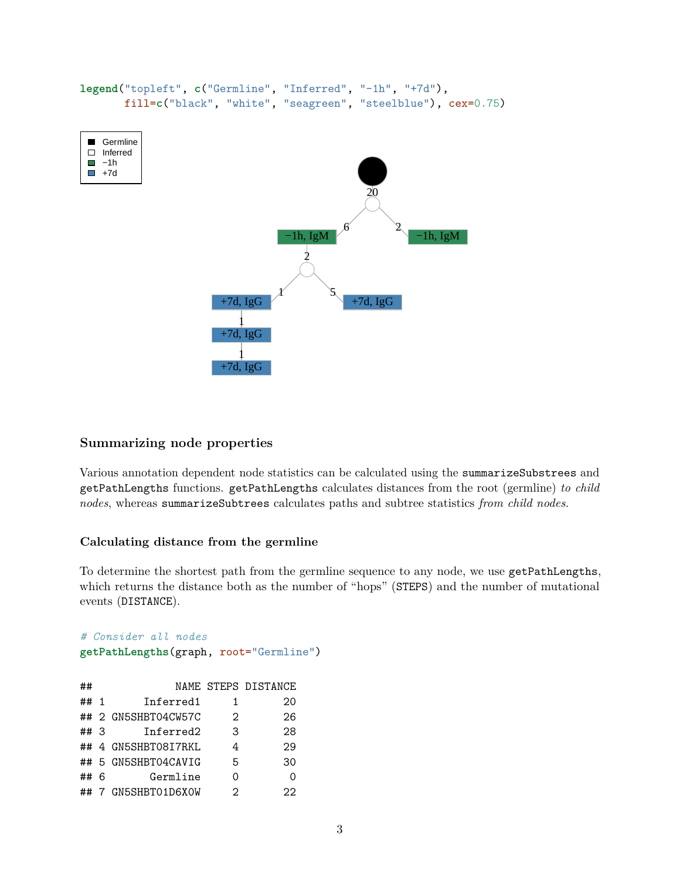```r
legend("topleft", c("Germline", "Inferred", "-1h", "+7d"),
       fill=c("black", "white", "seagreen", "steelblue"), cex=0.75)
```

### Summarizing node properties

Various annotation dependent node statistics can be calculated using the `summarizeSubstrees` and `getPathLengths` functions. `getPathLengths` calculates distances from the root (germline) *to child nodes*, whereas `summarizeSubtrees` calculates paths and subtree statistics *from child nodes*.

### Calculating distance from the germline

To determine the shortest path from the germline sequence to any node, we use `getPathLengths`, which returns the distance both as the number of "hops" (`STEPS`) and the number of mutational events (`DISTANCE`).

```r
# Consider all nodes
getPathLengths(graph, root="Germline")
```

```
##             NAME STEPS DISTANCE
## 1      Inferred1     1       20
## 2 GN5SHBT04CW57C     2       26
## 3      Inferred2     3       28
## 4 GN5SHBT08I7RKL     4       29
## 5 GN5SHBT04CAVIG     5       30
## 6       Germline     0        0
## 7 GN5SHBT01D6X0W     2       22
```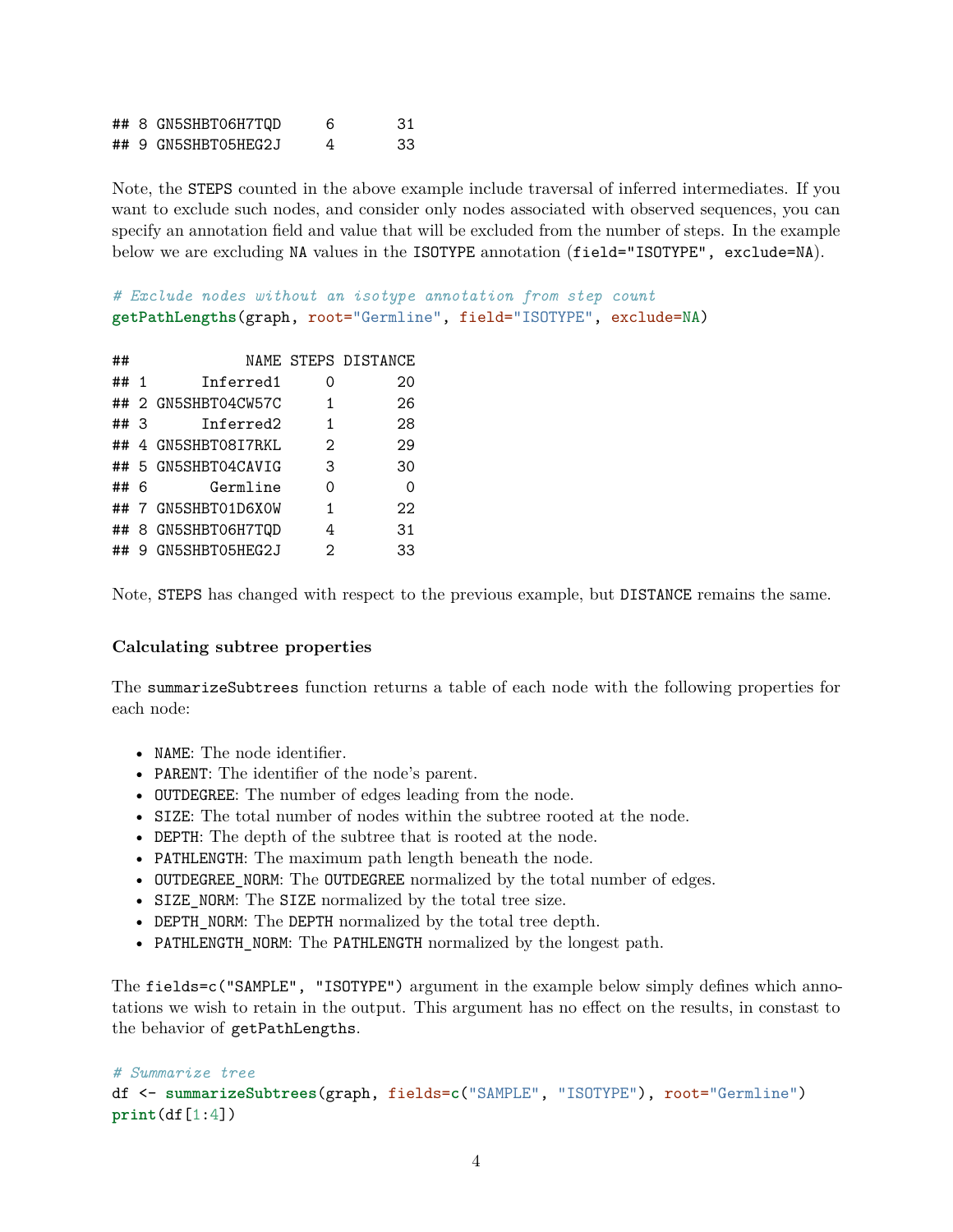```
## 8 GN5SHBT06H7TQD     6       31
## 9 GN5SHBT05HEG2J     4       33
```

Note, the STEPS counted in the above example include traversal of inferred intermediates. If you want to exclude such nodes, and consider only nodes associated with observed sequences, you can specify an annotation field and value that will be excluded from the number of steps. In the example below we are excluding NA values in the ISOTYPE annotation (`field="ISOTYPE", exclude=NA`).

```
# Exclude nodes without an isotype annotation from step count
getPathLengths(graph, root="Germline", field="ISOTYPE", exclude=NA)
```

```
##             NAME STEPS DISTANCE
## 1      Inferred1     0       20
## 2 GN5SHBT04CW57C     1       26
## 3      Inferred2     1       28
## 4 GN5SHBT08I7RKL     2       29
## 5 GN5SHBT04CAVIG     3       30
## 6       Germline     0        0
## 7 GN5SHBT01D6X0W     1       22
## 8 GN5SHBT06H7TQD     4       31
## 9 GN5SHBT05HEG2J     2       33
```

Note, STEPS has changed with respect to the previous example, but DISTANCE remains the same.

### Calculating subtree properties

The summarizeSubtrees function returns a table of each node with the following properties for each node:

- NAME: The node identifier.
- PARENT: The identifier of the node's parent.
- OUTDEGREE: The number of edges leading from the node.
- SIZE: The total number of nodes within the subtree rooted at the node.
- DEPTH: The depth of the subtree that is rooted at the node.
- PATHLENGTH: The maximum path length beneath the node.
- OUTDEGREE_NORM: The OUTDEGREE normalized by the total number of edges.
- SIZE_NORM: The SIZE normalized by the total tree size.
- DEPTH_NORM: The DEPTH normalized by the total tree depth.
- PATHLENGTH_NORM: The PATHLENGTH normalized by the longest path.

The `fields=c("SAMPLE", "ISOTYPE")` argument in the example below simply defines which annotations we wish to retain in the output. This argument has no effect on the results, in constast to the behavior of getPathLengths.

```
# Summarize tree
df <- summarizeSubtrees(graph, fields=c("SAMPLE", "ISOTYPE"), root="Germline")
print(df[1:4])
```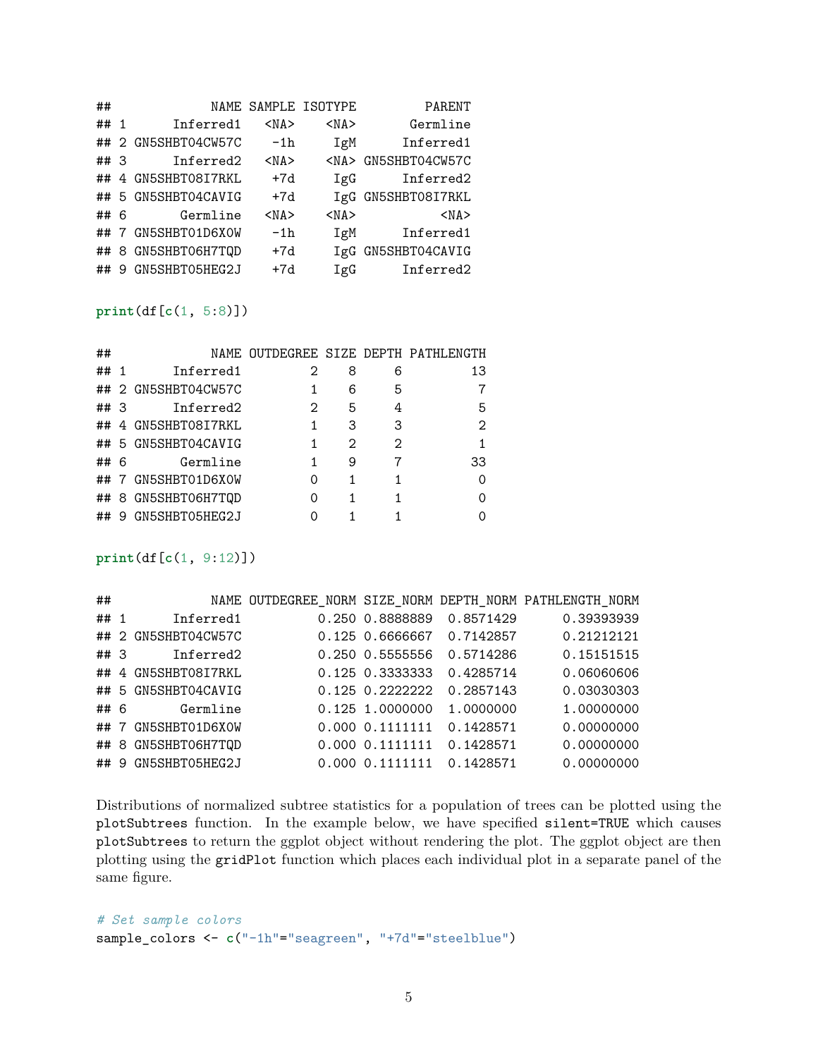```
##             NAME SAMPLE ISOTYPE         PARENT
## 1      Inferred1   <NA>    <NA>       Germline
## 2 GN5SHBT04CW57C    -1h     IgM      Inferred1
## 3      Inferred2   <NA>    <NA> GN5SHBT04CW57C
## 4 GN5SHBT08I7RKL    +7d     IgG      Inferred2
## 5 GN5SHBT04CAVIG    +7d     IgG GN5SHBT08I7RKL
## 6       Germline   <NA>    <NA>           <NA>
## 7 GN5SHBT01D6X0W    -1h     IgM      Inferred1
## 8 GN5SHBT06H7TQD    +7d     IgG GN5SHBT04CAVIG
## 9 GN5SHBT05HEG2J    +7d     IgG      Inferred2
```

```
print(df[c(1, 5:8)])
```

```
##             NAME OUTDEGREE SIZE DEPTH PATHLENGTH
## 1      Inferred1         2    8     6         13
## 2 GN5SHBT04CW57C         1    6     5          7
## 3      Inferred2         2    5     4          5
## 4 GN5SHBT08I7RKL         1    3     3          2
## 5 GN5SHBT04CAVIG         1    2     2          1
## 6       Germline         1    9     7         33
## 7 GN5SHBT01D6X0W         0    1     1          0
## 8 GN5SHBT06H7TQD         0    1     1          0
## 9 GN5SHBT05HEG2J         0    1     1          0
```

```
print(df[c(1, 9:12)])
```

```
##             NAME OUTDEGREE_NORM SIZE_NORM DEPTH_NORM PATHLENGTH_NORM
## 1      Inferred1          0.250 0.8888889  0.8571429      0.39393939
## 2 GN5SHBT04CW57C          0.125 0.6666667  0.7142857      0.21212121
## 3      Inferred2          0.250 0.5555556  0.5714286      0.15151515
## 4 GN5SHBT08I7RKL          0.125 0.3333333  0.4285714      0.06060606
## 5 GN5SHBT04CAVIG          0.125 0.2222222  0.2857143      0.03030303
## 6       Germline          0.125 1.0000000  1.0000000      1.00000000
## 7 GN5SHBT01D6X0W          0.000 0.1111111  0.1428571      0.00000000
## 8 GN5SHBT06H7TQD          0.000 0.1111111  0.1428571      0.00000000
## 9 GN5SHBT05HEG2J          0.000 0.1111111  0.1428571      0.00000000
```

Distributions of normalized subtree statistics for a population of trees can be plotted using the `plotSubtrees` function. In the example below, we have specified `silent=TRUE` which causes `plotSubtrees` to return the ggplot object without rendering the plot. The ggplot object are then plotting using the `gridPlot` function which places each individual plot in a separate panel of the same figure.

```
# Set sample colors
sample_colors <- c("-1h"="seagreen", "+7d"="steelblue")
```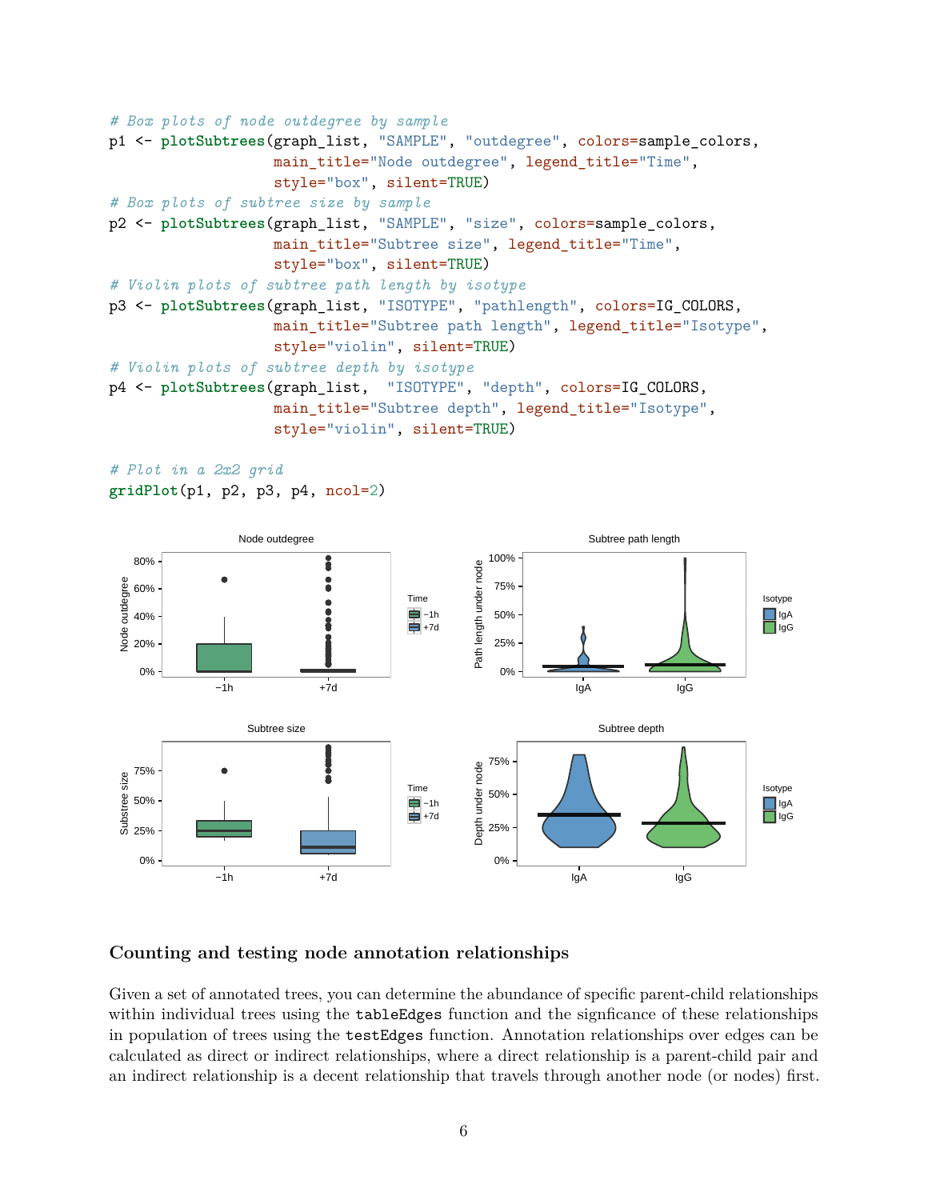```
# Box plots of node outdegree by sample
p1 <- plotSubtrees(graph_list, "SAMPLE", "outdegree", colors=sample_colors,
                   main_title="Node outdegree", legend_title="Time",
                   style="box", silent=TRUE)
# Box plots of subtree size by sample
p2 <- plotSubtrees(graph_list, "SAMPLE", "size", colors=sample_colors,
                   main_title="Subtree size", legend_title="Time",
                   style="box", silent=TRUE)
# Violin plots of subtree path length by isotype
p3 <- plotSubtrees(graph_list, "ISOTYPE", "pathlength", colors=IG_COLORS,
                   main_title="Subtree path length", legend_title="Isotype",
                   style="violin", silent=TRUE)
# Violin plots of subtree depth by isotype
p4 <- plotSubtrees(graph_list,  "ISOTYPE", "depth", colors=IG_COLORS,
                   main_title="Subtree depth", legend_title="Isotype",
                   style="violin", silent=TRUE)

# Plot in a 2x2 grid
gridPlot(p1, p2, p3, p4, ncol=2)
```

## Counting and testing node annotation relationships

Given a set of annotated trees, you can determine the abundance of specific parent-child relationships within individual trees using the `tableEdges` function and the signficance of these relationships in population of trees using the `testEdges` function. Annotation relationships over edges can be calculated as direct or indirect relationships, where a direct relationship is a parent-child pair and an indirect relationship is a decent relationship that travels through another node (or nodes) first.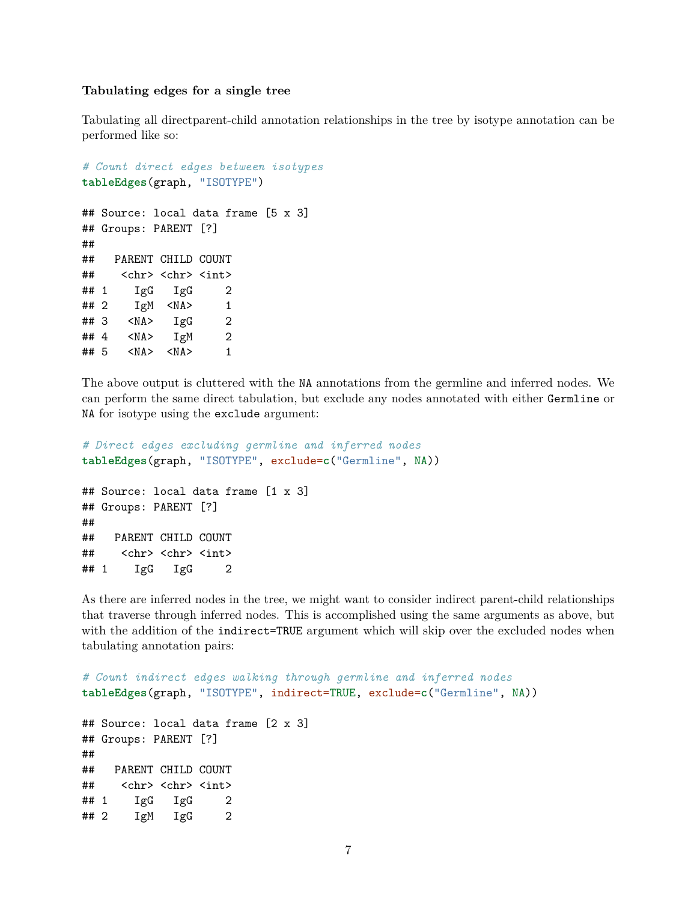**Tabulating edges for a single tree**

Tabulating all directparent-child annotation relationships in the tree by isotype annotation can be performed like so:

```
# Count direct edges between isotypes
tableEdges(graph, "ISOTYPE")

## Source: local data frame [5 x 3]
## Groups: PARENT [?]
##
##   PARENT CHILD COUNT
##    <chr> <chr> <int>
## 1    IgG   IgG     2
## 2    IgM  <NA>     1
## 3   <NA>   IgG     2
## 4   <NA>   IgM     2
## 5   <NA>  <NA>     1
```

The above output is cluttered with the NA annotations from the germline and inferred nodes. We can perform the same direct tabulation, but exclude any nodes annotated with either Germline or NA for isotype using the exclude argument:

```
# Direct edges excluding germline and inferred nodes
tableEdges(graph, "ISOTYPE", exclude=c("Germline", NA))

## Source: local data frame [1 x 3]
## Groups: PARENT [?]
##
##   PARENT CHILD COUNT
##    <chr> <chr> <int>
## 1    IgG   IgG     2
```

As there are inferred nodes in the tree, we might want to consider indirect parent-child relationships that traverse through inferred nodes. This is accomplished using the same arguments as above, but with the addition of the indirect=TRUE argument which will skip over the excluded nodes when tabulating annotation pairs:

```
# Count indirect edges walking through germline and inferred nodes
tableEdges(graph, "ISOTYPE", indirect=TRUE, exclude=c("Germline", NA))

## Source: local data frame [2 x 3]
## Groups: PARENT [?]
##
##   PARENT CHILD COUNT
##    <chr> <chr> <int>
## 1    IgG   IgG     2
## 2    IgM   IgG     2
```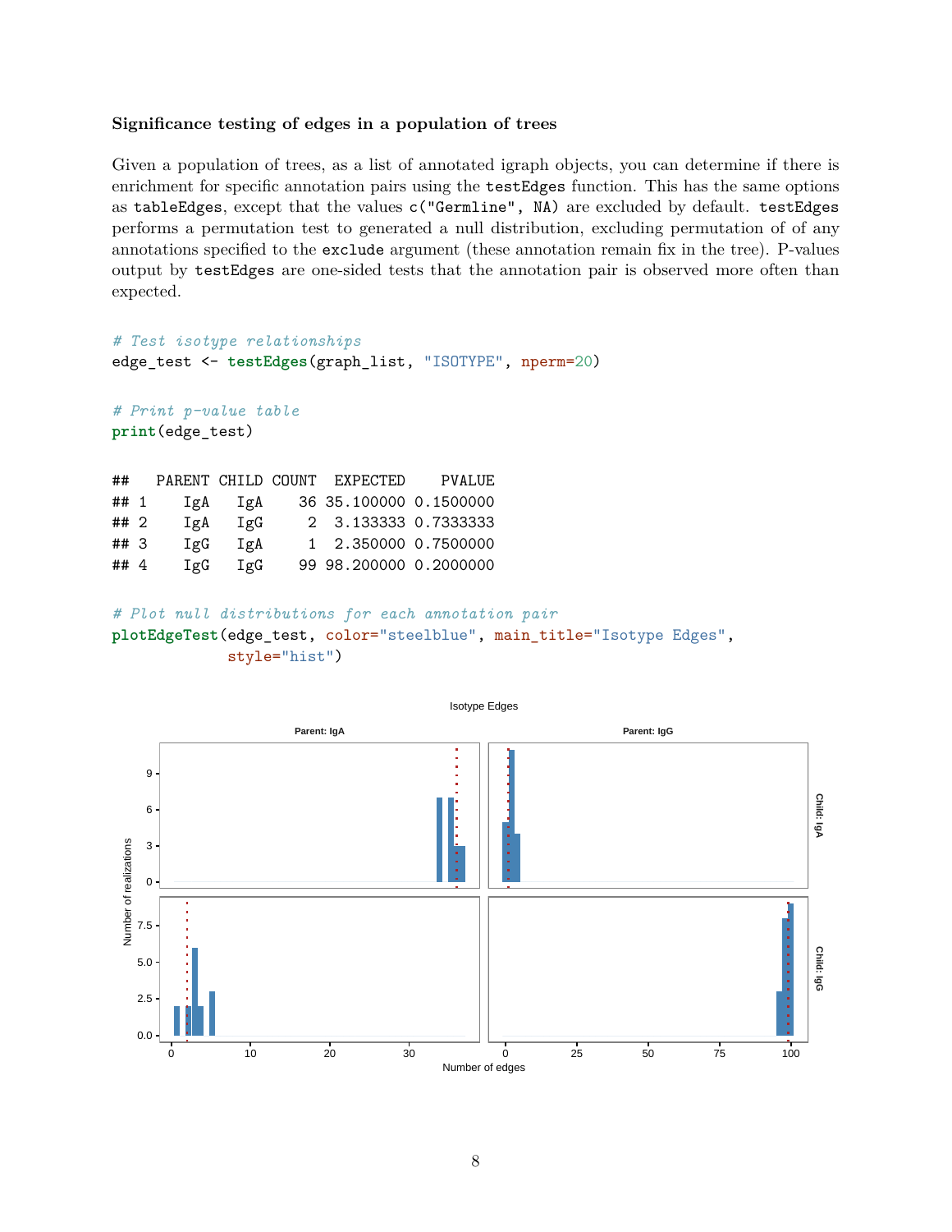### Significance testing of edges in a population of trees

Given a population of trees, as a list of annotated igraph objects, you can determine if there is enrichment for specific annotation pairs using the `testEdges` function. This has the same options as `tableEdges`, except that the values `c("Germline", NA)` are excluded by default. `testEdges` performs a permutation test to generated a null distribution, excluding permutation of of any annotations specified to the `exclude` argument (these annotation remain fix in the tree). P-values output by `testEdges` are one-sided tests that the annotation pair is observed more often than expected.

```
# Test isotype relationships
edge_test <- testEdges(graph_list, "ISOTYPE", nperm=20)
```

```
# Print p-value table
print(edge_test)
```

```
##   PARENT CHILD COUNT  EXPECTED    PVALUE
## 1    IgA   IgA    36 35.100000 0.1500000
## 2    IgA   IgG     2  3.133333 0.7333333
## 3    IgG   IgA     1  2.350000 0.7500000
## 4    IgG   IgG    99 98.200000 0.2000000
```

```
# Plot null distributions for each annotation pair
plotEdgeTest(edge_test, color="steelblue", main_title="Isotype Edges",
             style="hist")
```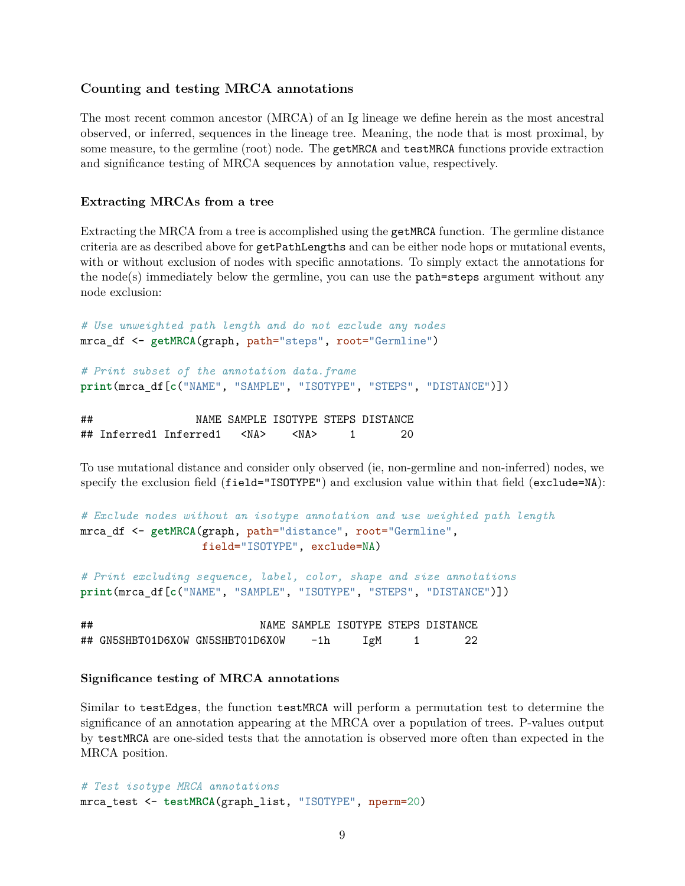### Counting and testing MRCA annotations

The most recent common ancestor (MRCA) of an Ig lineage we define herein as the most ancestral observed, or inferred, sequences in the lineage tree. Meaning, the node that is most proximal, by some measure, to the germline (root) node. The `getMRCA` and `testMRCA` functions provide extraction and significance testing of MRCA sequences by annotation value, respectively.

#### Extracting MRCAs from a tree

Extracting the MRCA from a tree is accomplished using the `getMRCA` function. The germline distance criteria are as described above for `getPathLengths` and can be either node hops or mutational events, with or without exclusion of nodes with specific annotations. To simply extact the annotations for the node(s) immediately below the germline, you can use the `path=steps` argument without any node exclusion:

```
# Use unweighted path length and do not exclude any nodes
mrca_df <- getMRCA(graph, path="steps", root="Germline")

# Print subset of the annotation data.frame
print(mrca_df[c("NAME", "SAMPLE", "ISOTYPE", "STEPS", "DISTANCE")])

##                NAME SAMPLE ISOTYPE STEPS DISTANCE
## Inferred1 Inferred1   <NA>    <NA>     1       20
```

To use mutational distance and consider only observed (ie, non-germline and non-inferred) nodes, we specify the exclusion field (`field="ISOTYPE"`) and exclusion value within that field (`exclude=NA`):

```
# Exclude nodes without an isotype annotation and use weighted path length
mrca_df <- getMRCA(graph, path="distance", root="Germline",
                   field="ISOTYPE", exclude=NA)

# Print excluding sequence, label, color, shape and size annotations
print(mrca_df[c("NAME", "SAMPLE", "ISOTYPE", "STEPS", "DISTANCE")])

##                          NAME SAMPLE ISOTYPE STEPS DISTANCE
## GN5SHBT01D6X0W GN5SHBT01D6X0W    -1h     IgM     1       22
```

#### Significance testing of MRCA annotations

Similar to `testEdges`, the function `testMRCA` will perform a permutation test to determine the significance of an annotation appearing at the MRCA over a population of trees. P-values output by `testMRCA` are one-sided tests that the annotation is observed more often than expected in the MRCA position.

```
# Test isotype MRCA annotations
mrca_test <- testMRCA(graph_list, "ISOTYPE", nperm=20)
```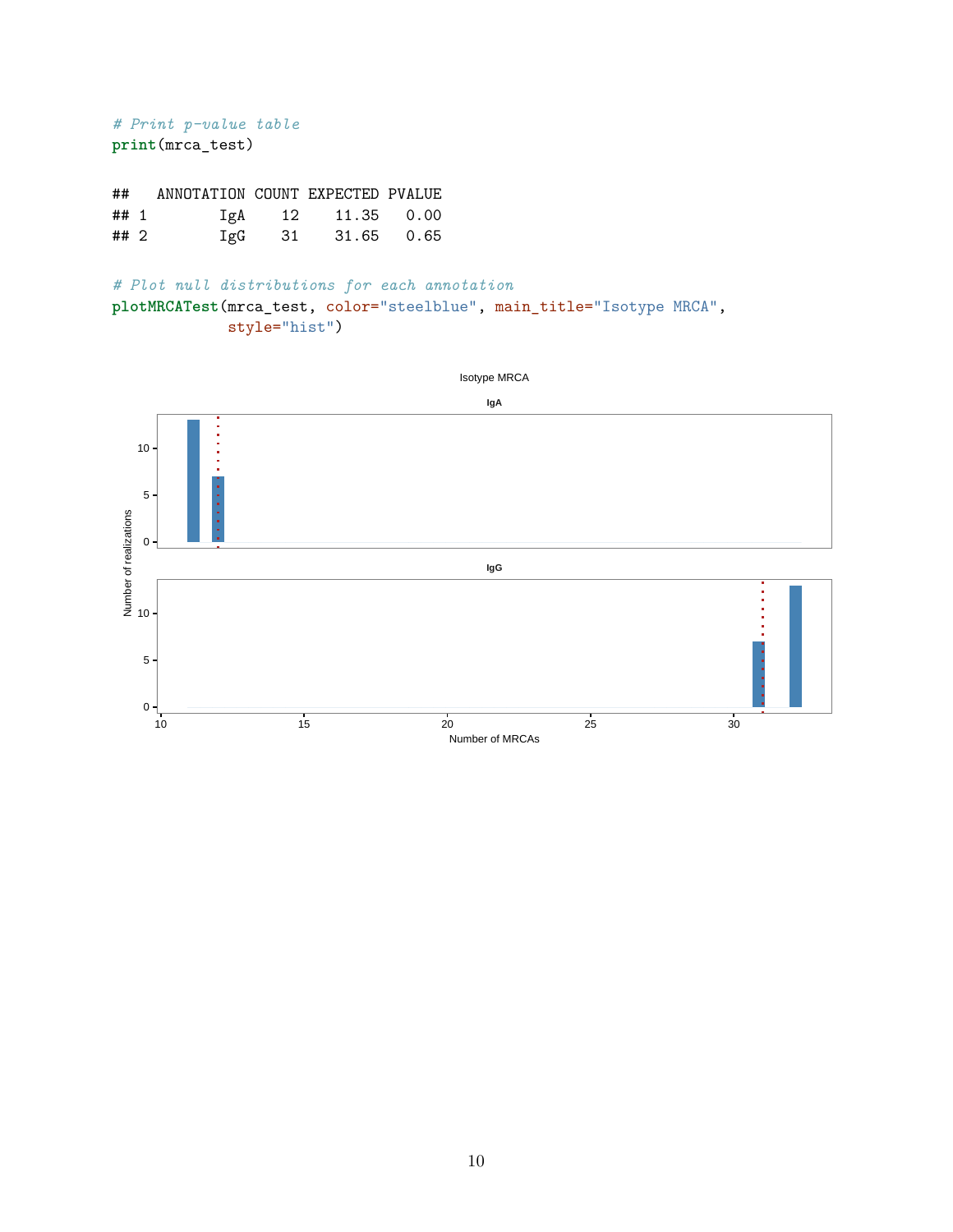```r
# Print p-value table
print(mrca_test)
```

```
##   ANNOTATION COUNT EXPECTED PVALUE
## 1        IgA    12    11.35   0.00
## 2        IgG    31    31.65   0.65
```

```r
# Plot null distributions for each annotation
plotMRCATest(mrca_test, color="steelblue", main_title="Isotype MRCA",
             style="hist")
```

Isotype MRCA

IgA

IgG

Number of realizations

0
5
10

Number of MRCAs

10
15
20
25
30